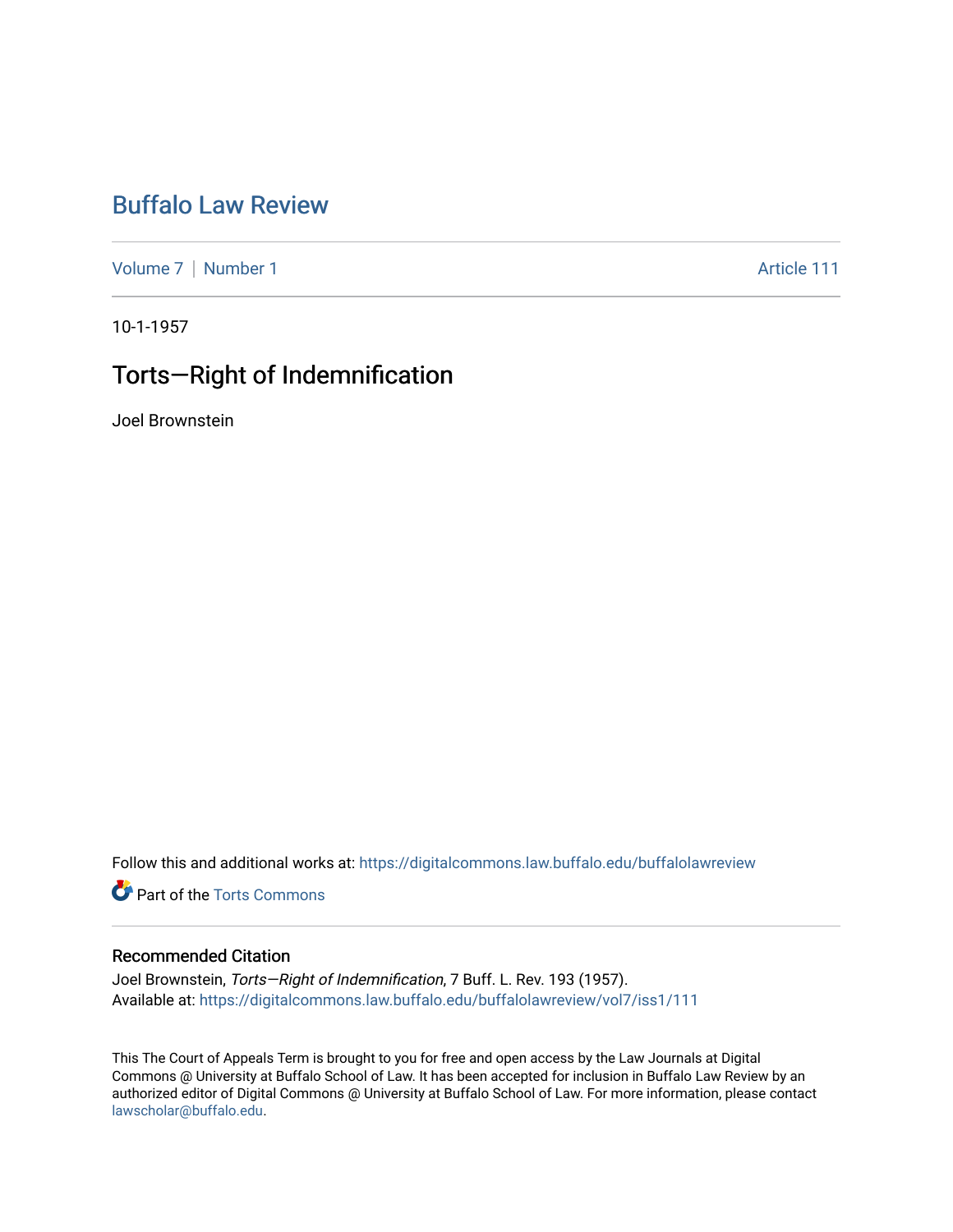# Buffalo Law Review

Volume 7 | Number 1 Article 111

10-1-1957

## Torts—Right of Indemnification

Joel Brownstein

Follow this and additional works at: https://digitalcommons.law.buffalo.edu/buffalolawreview

Part of the Torts Commons

### Recommended Citation

Joel Brownstein, *Torts—Right of Indemnification*, 7 Buff. L. Rev. 193 (1957).
Available at: https://digitalcommons.law.buffalo.edu/buffalolawreview/vol7/iss1/111

This The Court of Appeals Term is brought to you for free and open access by the Law Journals at Digital Commons @ University at Buffalo School of Law. It has been accepted for inclusion in Buffalo Law Review by an authorized editor of Digital Commons @ University at Buffalo School of Law. For more information, please contact lawscholar@buffalo.edu.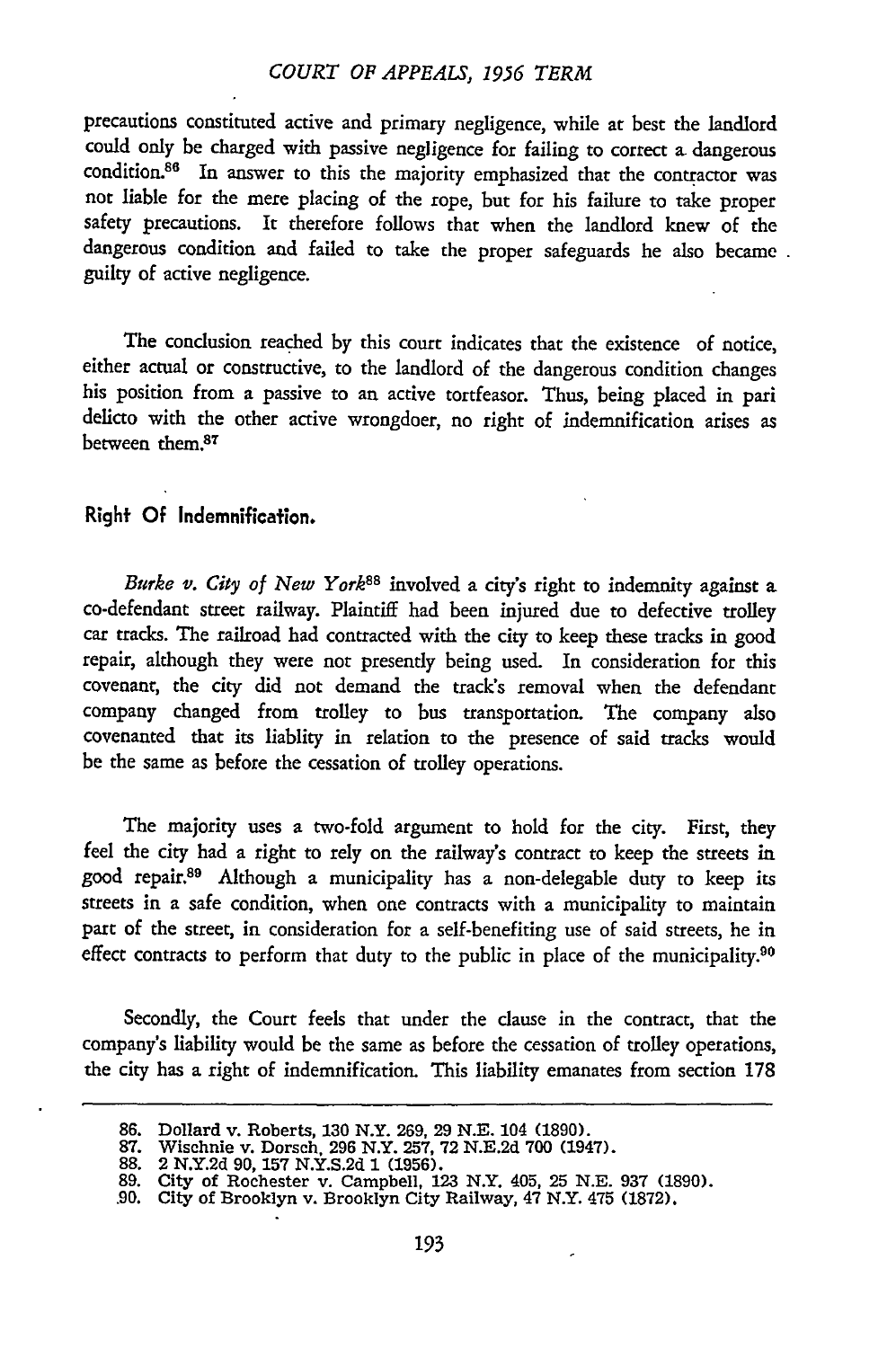precautions constituted active and primary negligence, while at best the landlord could only be charged with passive negligence for failing to correct a dangerous condition.[86] In answer to this the majority emphasized that the contractor was not liable for the mere placing of the rope, but for his failure to take proper safety precautions. It therefore follows that when the landlord knew of the dangerous condition and failed to take the proper safeguards he also became guilty of active negligence.

The conclusion reached by this court indicates that the existence of notice, either actual or constructive, to the landlord of the dangerous condition changes his position from a passive to an active tortfeasor. Thus, being placed in pari delicto with the other active wrongdoer, no right of indemnification arises as between them.[87]

### Right Of Indemnification.

*Burke v. City of New York*[88] involved a city's right to indemnity against a co-defendant street railway. Plaintiff had been injured due to defective trolley car tracks. The railroad had contracted with the city to keep these tracks in good repair, although they were not presently being used. In consideration for this covenant, the city did not demand the track's removal when the defendant company changed from trolley to bus transportation. The company also covenanted that its liablity in relation to the presence of said tracks would be the same as before the cessation of trolley operations.

The majority uses a two-fold argument to hold for the city. First, they feel the city had a right to rely on the railway's contract to keep the streets in good repair.[89] Although a municipality has a non-delegable duty to keep its streets in a safe condition, when one contracts with a municipality to maintain part of the street, in consideration for a self-benefiting use of said streets, he in effect contracts to perform that duty to the public in place of the municipality.[90]

Secondly, the Court feels that under the clause in the contract, that the company's liability would be the same as before the cessation of trolley operations, the city has a right of indemnification. This liability emanates from section 178

86. Dollard v. Roberts, 130 N.Y. 269, 29 N.E. 104 (1890).
87. Wischnie v. Dorsch, 296 N.Y. 257, 72 N.E.2d 700 (1947).
88. 2 N.Y.2d 90, 157 N.Y.S.2d 1 (1956).
89. City of Rochester v. Campbell, 123 N.Y. 405, 25 N.E. 937 (1890).
90. City of Brooklyn v. Brooklyn City Railway, 47 N.Y. 475 (1872).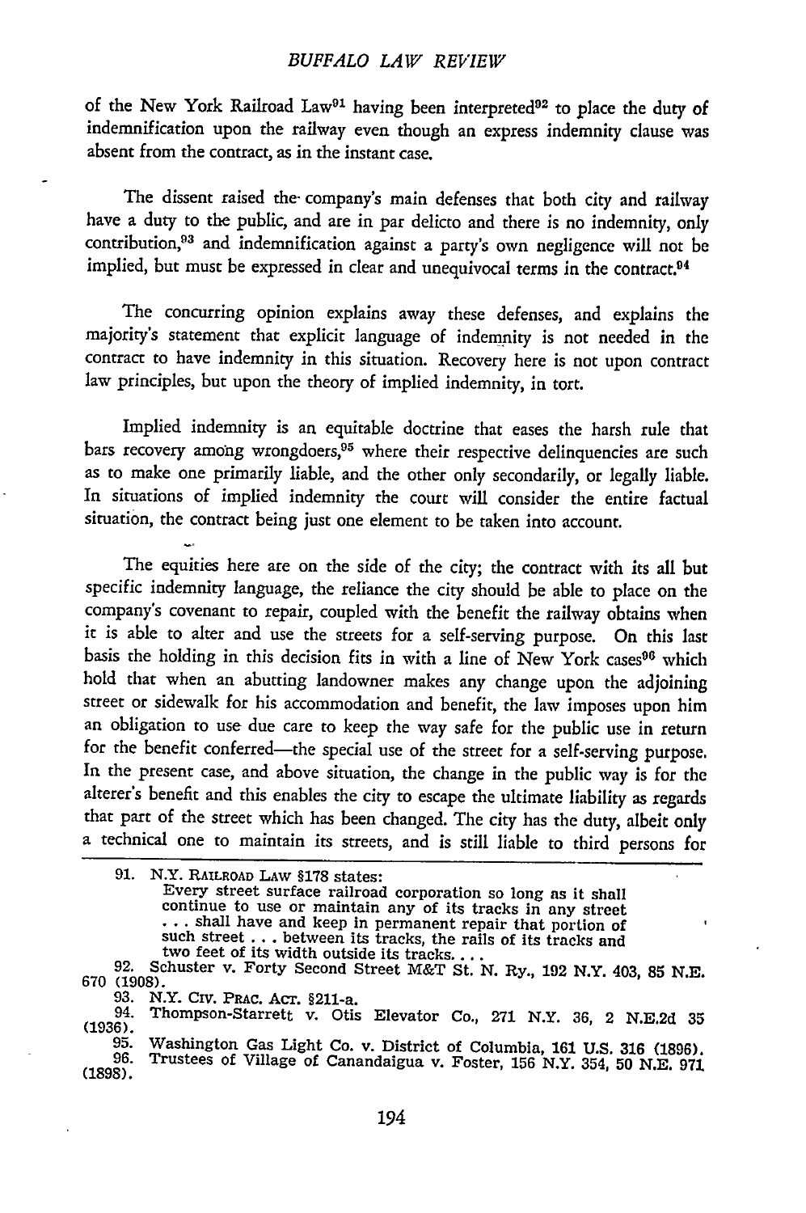of the New York Railroad Law[91] having been interpreted[92] to place the duty of indemnification upon the railway even though an express indemnity clause was absent from the contract, as in the instant case.

The dissent raised the company's main defenses that both city and railway have a duty to the public, and are in par delicto and there is no indemnity, only contribution,[93] and indemnification against a party's own negligence will not be implied, but must be expressed in clear and unequivocal terms in the contract.[94]

The concurring opinion explains away these defenses, and explains the majority's statement that explicit language of indemnity is not needed in the contract to have indemnity in this situation. Recovery here is not upon contract law principles, but upon the theory of implied indemnity, in tort.

Implied indemnity is an equitable doctrine that eases the harsh rule that bars recovery among wrongdoers,[95] where their respective delinquencies are such as to make one primarily liable, and the other only secondarily, or legally liable. In situations of implied indemnity the court will consider the entire factual situation, the contract being just one element to be taken into account.

The equities here are on the side of the city; the contract with its all but specific indemnity language, the reliance the city should be able to place on the company's covenant to repair, coupled with the benefit the railway obtains when it is able to alter and use the streets for a self-serving purpose. On this last basis the holding in this decision fits in with a line of New York cases[96] which hold that when an abutting landowner makes any change upon the adjoining street or sidewalk for his accommodation and benefit, the law imposes upon him an obligation to use due care to keep the way safe for the public use in return for the benefit conferred—the special use of the street for a self-serving purpose. In the present case, and above situation, the change in the public way is for the alterer's benefit and this enables the city to escape the ultimate liability as regards that part of the street which has been changed. The city has the duty, albeit only a technical one to maintain its streets, and is still liable to third persons for

---

91. N.Y. RAILROAD LAW §178 states:

> Every street surface railroad corporation so long as it shall continue to use or maintain any of its tracks in any street . . . shall have and keep in permanent repair that portion of such street . . . between its tracks, the rails of its tracks and two feet of its width outside its tracks. . . .

92. Schuster v. Forty Second Street M&T St. N. Ry., 192 N.Y. 403, 85 N.E. 670 (1908).

93. N.Y. CIV. PRAC. ACT. §211-a.

94. Thompson-Starrett v. Otis Elevator Co., 271 N.Y. 36, 2 N.E.2d 35 (1936).

95. Washington Gas Light Co. v. District of Columbia, 161 U.S. 316 (1896).

96. Trustees of Village of Canandaigua v. Foster, 156 N.Y. 354, 50 N.E. 971 (1898).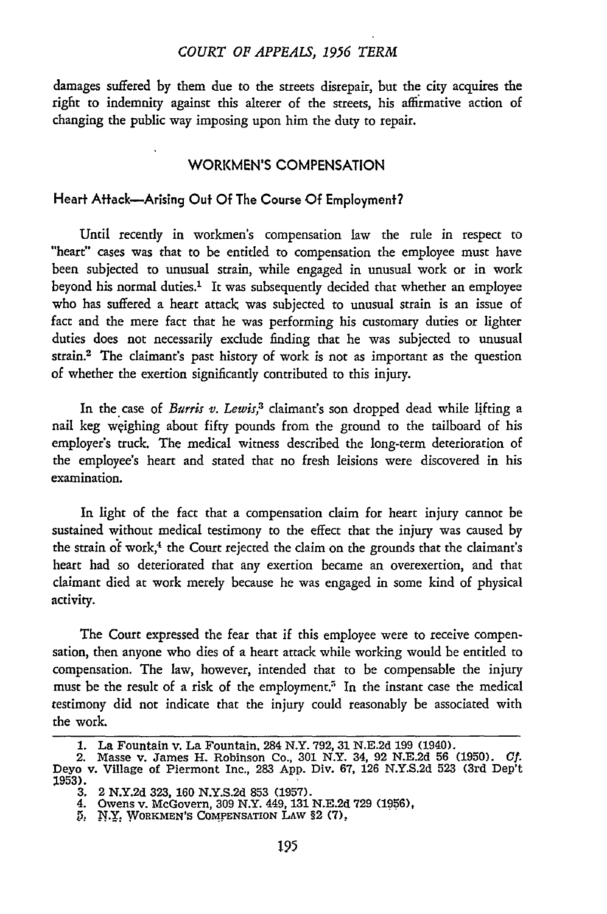damages suffered by them due to the streets disrepair, but the city acquires the right to indemnity against this alterer of the streets, his affirmative action of changing the public way imposing upon him the duty to repair.

## WORKMEN'S COMPENSATION

### Heart Attack—Arising Out Of The Course Of Employment?

Until recently in workmen's compensation law the rule in respect to "heart" cases was that to be entitled to compensation the employee must have been subjected to unusual strain, while engaged in unusual work or in work beyond his normal duties.[1] It was subsequently decided that whether an employee who has suffered a heart attack was subjected to unusual strain is an issue of fact and the mere fact that he was performing his customary duties or lighter duties does not necessarily exclude finding that he was subjected to unusual strain.[2] The claimant's past history of work is not as important as the question of whether the exertion significantly contributed to this injury.

In the case of *Burris v. Lewis*,[3] claimant's son dropped dead while lifting a nail keg weighing about fifty pounds from the ground to the tailboard of his employer's truck. The medical witness described the long-term deterioration of the employee's heart and stated that no fresh leisions were discovered in his examination.

In light of the fact that a compensation claim for heart injury cannot be sustained without medical testimony to the effect that the injury was caused by the strain of work,[4] the Court rejected the claim on the grounds that the claimant's heart had so deteriorated that any exertion became an overexertion, and that claimant died at work merely because he was engaged in some kind of physical activity.

The Court expressed the fear that if this employee were to receive compensation, then anyone who dies of a heart attack while working would be entitled to compensation. The law, however, intended that to be compensable the injury must be the result of a risk of the employment.[5] In the instant case the medical testimony did not indicate that the injury could reasonably be associated with the work.

---

1. La Fountain v. La Fountain, 284 N.Y. 792, 31 N.E.2d 199 (1940).
2. Masse v. James H. Robinson Co., 301 N.Y. 34, 92 N.E.2d 56 (1950). *Cf.* Deyo v. Village of Piermont Inc., 283 App. Div. 67, 126 N.Y.S.2d 523 (3rd Dep't 1953).
3. 2 N.Y.2d 323, 160 N.Y.S.2d 853 (1957).
4. Owens v. McGovern, 309 N.Y. 449, 131 N.E.2d 729 (1956).
5. N.Y. WORKMEN'S COMPENSATION LAW §2 (7).